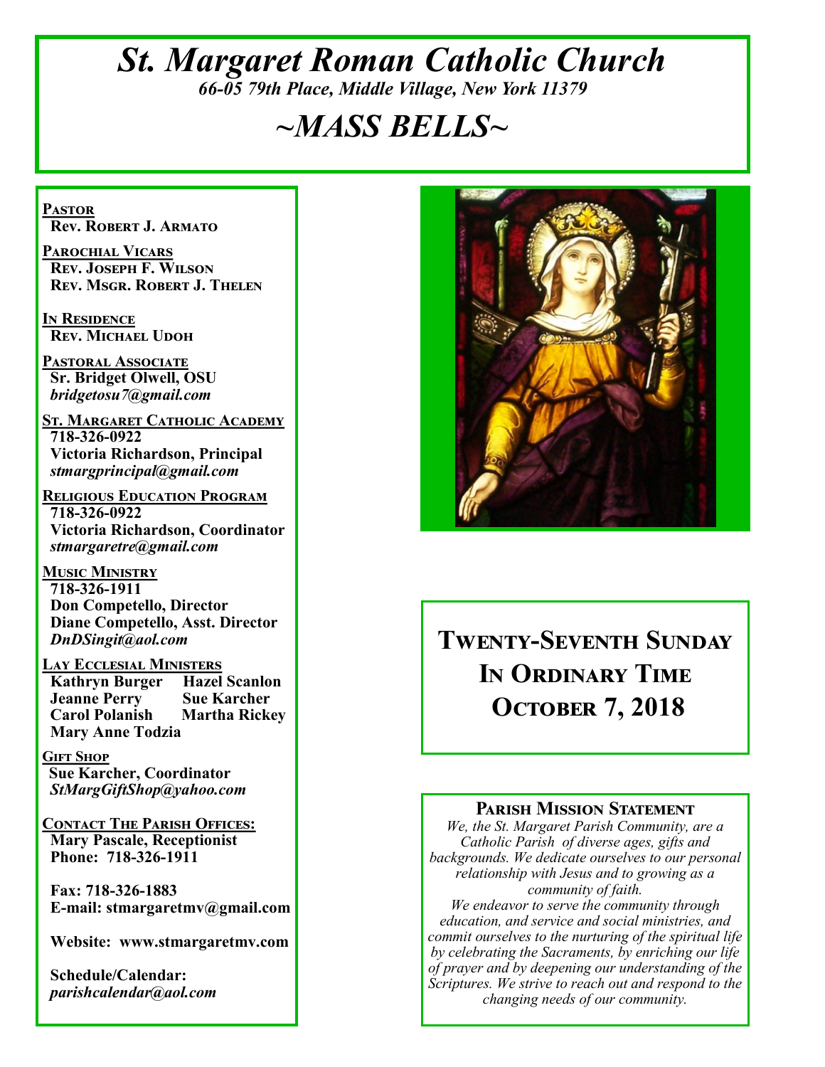# *St. Margaret Roman Catholic Church*

*66-05 79th Place, Middle Village, New York 11379*

## *~MASS BELLS~*

**Pastor**
**Rev. Robert J. Armato**

**Parochial Vicars**
**Rev. Joseph F. Wilson**
**Rev. Msgr. Robert J. Thelen**

**In Residence**
**Rev. Michael Udoh**

**Pastoral Associate**
**Sr. Bridget Olwell, OSU**
*bridgetosu7@gmail.com*

**St. Margaret Catholic Academy**
**718-326-0922**
**Victoria Richardson, Principal**
*stmargprincipal@gmail.com*

**Religious Education Program**
**718-326-0922**
**Victoria Richardson, Coordinator**
*stmargaretre@gmail.com*

**Music Ministry**
**718-326-1911**
**Don Competello, Director**
**Diane Competello, Asst. Director**
*DnDSingit@aol.com*

**Lay Ecclesial Ministers**
**Kathryn Burger**
**Hazel Scanlon**
**Jeanne Perry**
**Sue Karcher**
**Carol Polanish**
**Martha Rickey**
**Mary Anne Todzia**

**Gift Shop**
**Sue Karcher, Coordinator**
*StMargGiftShop@yahoo.com*

**Contact The Parish Offices:**
**Mary Pascale, Receptionist**
**Phone: 718-326-1911**

**Fax: 718-326-1883**
**E-mail: stmargaretmv@gmail.com**

**Website: www.stmargaretmv.com**

**Schedule/Calendar:**
*parishcalendar@aol.com*

## Twenty-Seventh Sunday In Ordinary Time
## October 7, 2018

### Parish Mission Statement

*We, the St. Margaret Parish Community, are a Catholic Parish of diverse ages, gifts and backgrounds. We dedicate ourselves to our personal relationship with Jesus and to growing as a community of faith.*
*We endeavor to serve the community through education, and service and social ministries, and commit ourselves to the nurturing of the spiritual life by celebrating the Sacraments, by enriching our life of prayer and by deepening our understanding of the Scriptures. We strive to reach out and respond to the changing needs of our community.*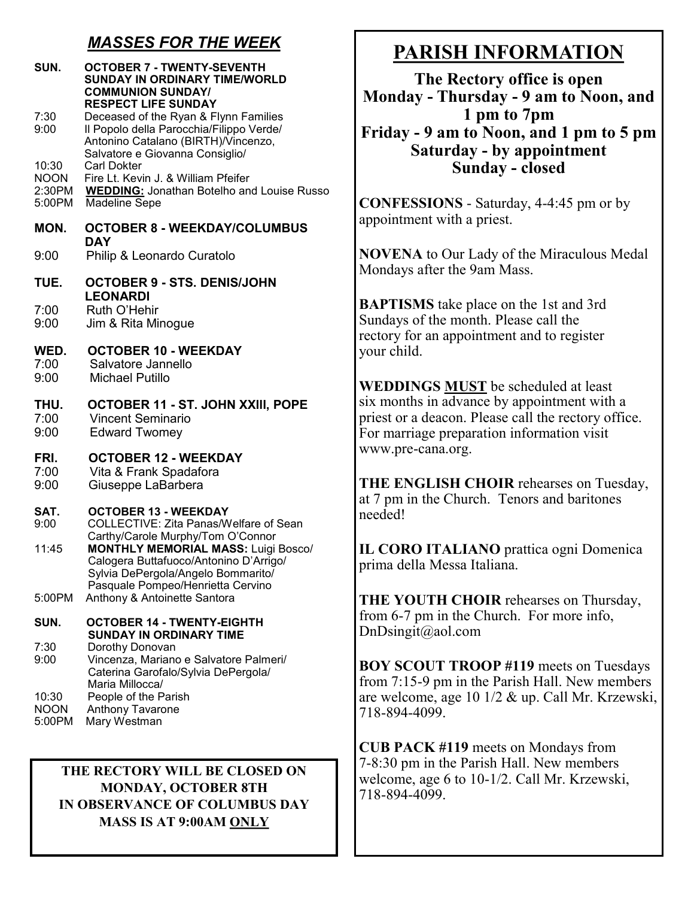## *MASSES FOR THE WEEK*

**SUN. OCTOBER 7 - TWENTY-SEVENTH SUNDAY IN ORDINARY TIME/WORLD COMMUNION SUNDAY/ RESPECT LIFE SUNDAY**

7:30 Deceased of the Ryan & Flynn Families
9:00 Il Popolo della Parocchia/Filippo Verde/ Antonino Catalano (BIRTH)/Vincenzo, Salvatore e Giovanna Consiglio/
10:30 Carl Dokter
NOON Fire Lt. Kevin J. & William Pfeifer
2:30PM **WEDDING:** Jonathan Botelho and Louise Russo
5:00PM Madeline Sepe

**MON. OCTOBER 8 - WEEKDAY/COLUMBUS DAY**

9:00 Philip & Leonardo Curatolo

**TUE. OCTOBER 9 - STS. DENIS/JOHN LEONARDI**

7:00 Ruth O'Hehir
9:00 Jim & Rita Minogue

**WED. OCTOBER 10 - WEEKDAY**

7:00 Salvatore Jannello
9:00 Michael Putillo

**THU. OCTOBER 11 - ST. JOHN XXIII, POPE**

7:00 Vincent Seminario
9:00 Edward Twomey

**FRI. OCTOBER 12 - WEEKDAY**

7:00 Vita & Frank Spadafora
9:00 Giuseppe LaBarbera

**SAT. OCTOBER 13 - WEEKDAY**

9:00 COLLECTIVE: Zita Panas/Welfare of Sean Carthy/Carole Murphy/Tom O'Connor
11:45 **MONTHLY MEMORIAL MASS:** Luigi Bosco/ Calogera Buttafuoco/Antonino D'Arrigo/ Sylvia DePergola/Angelo Bommarito/ Pasquale Pompeo/Henrietta Cervino
5:00PM Anthony & Antoinette Santora

**SUN. OCTOBER 14 - TWENTY-EIGHTH SUNDAY IN ORDINARY TIME**

7:30 Dorothy Donovan
9:00 Vincenza, Mariano e Salvatore Palmeri/ Caterina Garofalo/Sylvia DePergola/ Maria Millocca/
10:30 People of the Parish
NOON Anthony Tavarone
5:00PM Mary Westman

**THE RECTORY WILL BE CLOSED ON MONDAY, OCTOBER 8TH IN OBSERVANCE OF COLUMBUS DAY MASS IS AT 9:00AM <u>ONLY</u>**

# PARISH INFORMATION

**The Rectory office is open**
**Monday - Thursday - 9 am to Noon, and 1 pm to 7pm**
**Friday - 9 am to Noon, and 1 pm to 5 pm**
**Saturday - by appointment**
**Sunday - closed**

**CONFESSIONS** - Saturday, 4-4:45 pm or by appointment with a priest.

**NOVENA** to Our Lady of the Miraculous Medal Mondays after the 9am Mass.

**BAPTISMS** take place on the 1st and 3rd Sundays of the month. Please call the rectory for an appointment and to register your child.

**WEDDINGS <u>MUST</u>** be scheduled at least six months in advance by appointment with a priest or a deacon. Please call the rectory office. For marriage preparation information visit www.pre-cana.org.

**THE ENGLISH CHOIR** rehearses on Tuesday, at 7 pm in the Church. Tenors and baritones needed!

**IL CORO ITALIANO** prattica ogni Domenica prima della Messa Italiana.

**THE YOUTH CHOIR** rehearses on Thursday, from 6-7 pm in the Church. For more info, DnDsingit@aol.com

**BOY SCOUT TROOP #119** meets on Tuesdays from 7:15-9 pm in the Parish Hall. New members are welcome, age 10 1/2 & up. Call Mr. Krzewski, 718-894-4099.

**CUB PACK #119** meets on Mondays from 7-8:30 pm in the Parish Hall. New members welcome, age 6 to 10-1/2. Call Mr. Krzewski, 718-894-4099.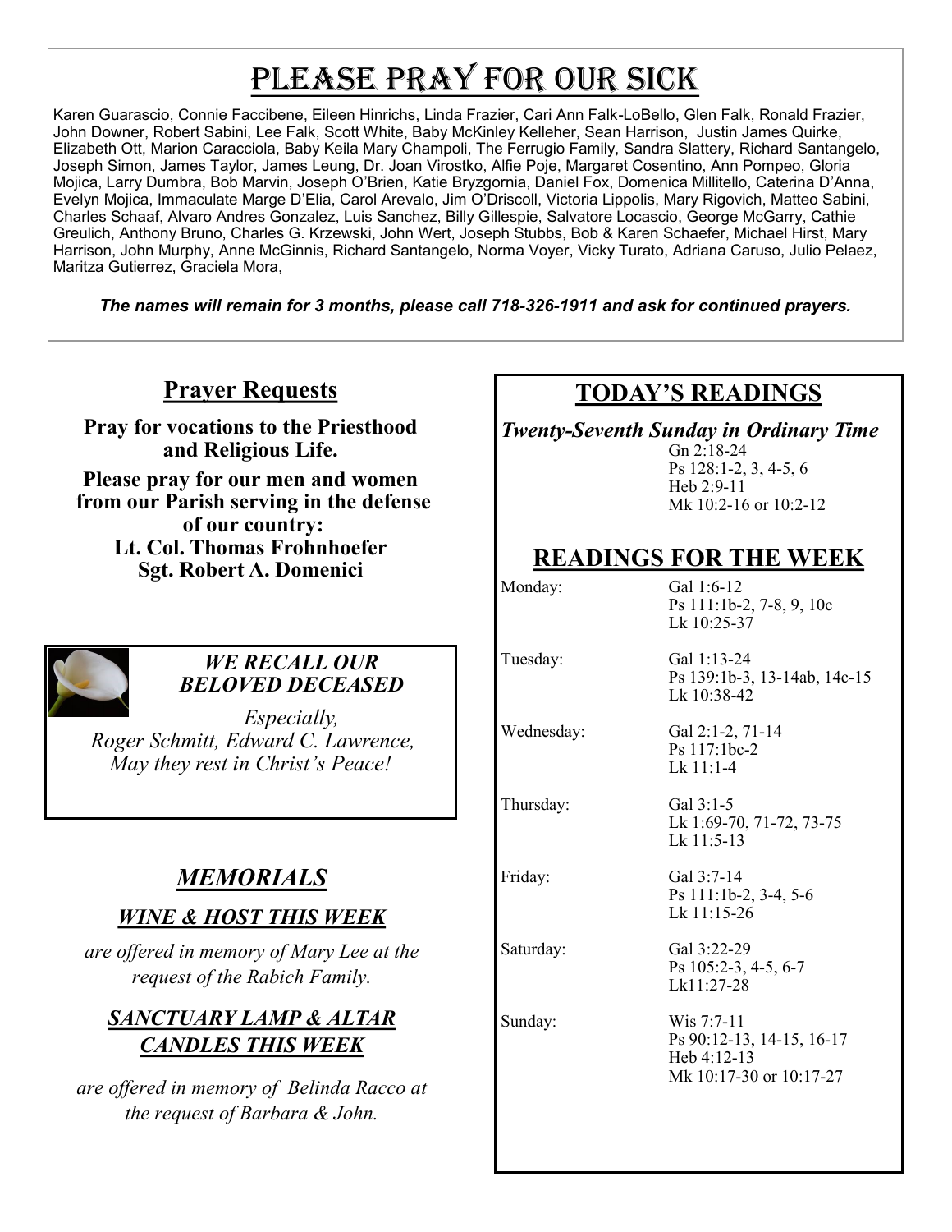# Please Pray for Our Sick

Karen Guarascio, Connie Faccibene, Eileen Hinrichs, Linda Frazier, Cari Ann Falk-LoBello, Glen Falk, Ronald Frazier, John Downer, Robert Sabini, Lee Falk, Scott White, Baby McKinley Kelleher, Sean Harrison, Justin James Quirke, Elizabeth Ott, Marion Caracciola, Baby Keila Mary Champoli, The Ferrugio Family, Sandra Slattery, Richard Santangelo, Joseph Simon, James Taylor, James Leung, Dr. Joan Virostko, Alfie Poje, Margaret Cosentino, Ann Pompeo, Gloria Mojica, Larry Dumbra, Bob Marvin, Joseph O'Brien, Katie Bryzgornia, Daniel Fox, Domenica Millitello, Caterina D'Anna, Evelyn Mojica, Immaculate Marge D'Elia, Carol Arevalo, Jim O'Driscoll, Victoria Lippolis, Mary Rigovich, Matteo Sabini, Charles Schaaf, Alvaro Andres Gonzalez, Luis Sanchez, Billy Gillespie, Salvatore Locascio, George McGarry, Cathie Greulich, Anthony Bruno, Charles G. Krzewski, John Wert, Joseph Stubbs, Bob & Karen Schaefer, Michael Hirst, Mary Harrison, John Murphy, Anne McGinnis, Richard Santangelo, Norma Voyer, Vicky Turato, Adriana Caruso, Julio Pelaez, Maritza Gutierrez, Graciela Mora,

***The names will remain for 3 months, please call 718-326-1911 and ask for continued prayers.***

## Prayer Requests

**Pray for vocations to the Priesthood and Religious Life.**

**Please pray for our men and women from our Parish serving in the defense of our country:**
**Lt. Col. Thomas Frohnhoefer**
**Sgt. Robert A. Domenici**

### *WE RECALL OUR BELOVED DECEASED*

*Especially,*
*Roger Schmitt, Edward C. Lawrence,*
*May they rest in Christ's Peace!*

## *MEMORIALS*

### *WINE & HOST THIS WEEK*

*are offered in memory of Mary Lee at the request of the Rabich Family.*

### *SANCTUARY LAMP & ALTAR CANDLES THIS WEEK*

*are offered in memory of Belinda Racco at the request of Barbara & John.*

## TODAY'S READINGS

***Twenty-Seventh Sunday in Ordinary Time***

Gn 2:18-24
Ps 128:1-2, 3, 4-5, 6
Heb 2:9-11
Mk 10:2-16 or 10:2-12

## READINGS FOR THE WEEK

| | |
|---|---|
| Monday: | Gal 1:6-12<br>Ps 111:1b-2, 7-8, 9, 10c<br>Lk 10:25-37 |
| Tuesday: | Gal 1:13-24<br>Ps 139:1b-3, 13-14ab, 14c-15<br>Lk 10:38-42 |
| Wednesday: | Gal 2:1-2, 71-14<br>Ps 117:1bc-2<br>Lk 11:1-4 |
| Thursday: | Gal 3:1-5<br>Lk 1:69-70, 71-72, 73-75<br>Lk 11:5-13 |
| Friday: | Gal 3:7-14<br>Ps 111:1b-2, 3-4, 5-6<br>Lk 11:15-26 |
| Saturday: | Gal 3:22-29<br>Ps 105:2-3, 4-5, 6-7<br>Lk11:27-28 |
| Sunday: | Wis 7:7-11<br>Ps 90:12-13, 14-15, 16-17<br>Heb 4:12-13<br>Mk 10:17-30 or 10:17-27 |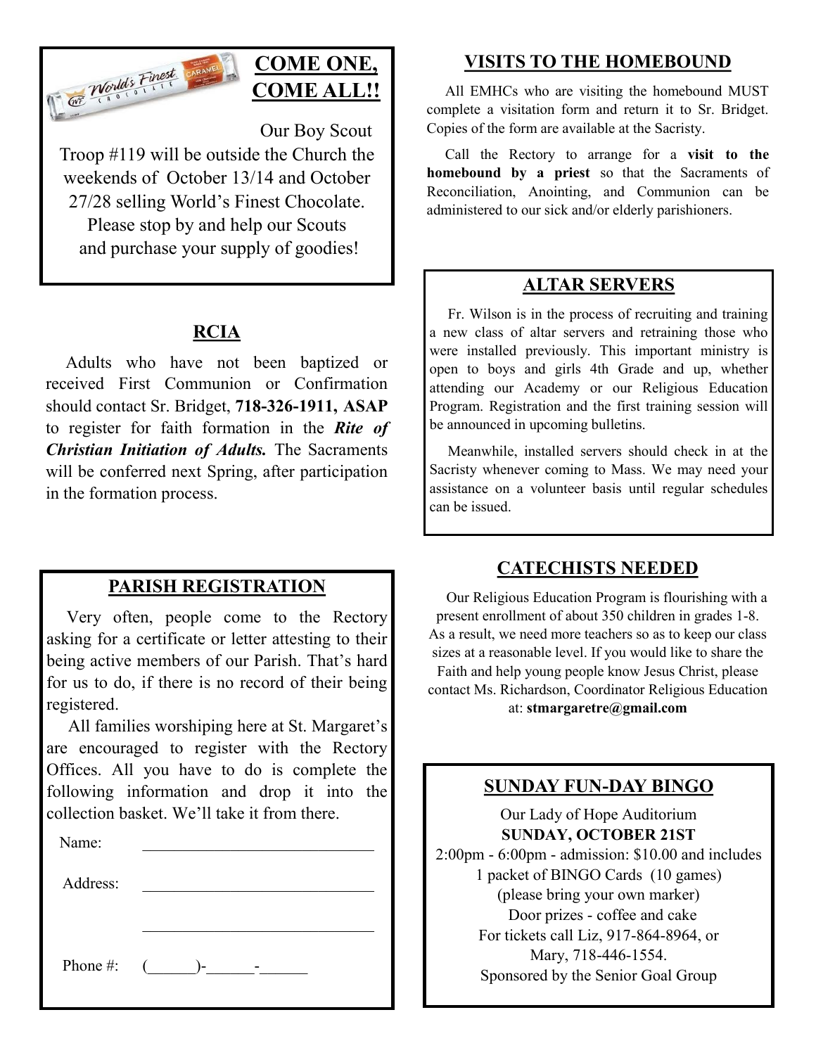## COME ONE, COME ALL!!

Our Boy Scout Troop #119 will be outside the Church the weekends of October 13/14 and October 27/28 selling World's Finest Chocolate. Please stop by and help our Scouts and purchase your supply of goodies!

## RCIA

Adults who have not been baptized or received First Communion or Confirmation should contact Sr. Bridget, **718-326-1911, ASAP** to register for faith formation in the ***Rite of Christian Initiation of Adults.*** The Sacraments will be conferred next Spring, after participation in the formation process.

## PARISH REGISTRATION

Very often, people come to the Rectory asking for a certificate or letter attesting to their being active members of our Parish. That's hard for us to do, if there is no record of their being registered.

All families worshiping here at St. Margaret's are encouraged to register with the Rectory Offices. All you have to do is complete the following information and drop it into the collection basket. We'll take it from there.

Name: ______________________________

Address: ______________________________

______________________________

Phone #: (______)-______-______

## VISITS TO THE HOMEBOUND

All EMHCs who are visiting the homebound MUST complete a visitation form and return it to Sr. Bridget. Copies of the form are available at the Sacristy.

Call the Rectory to arrange for a **visit to the homebound by a priest** so that the Sacraments of Reconciliation, Anointing, and Communion can be administered to our sick and/or elderly parishioners.

## ALTAR SERVERS

Fr. Wilson is in the process of recruiting and training a new class of altar servers and retraining those who were installed previously. This important ministry is open to boys and girls 4th Grade and up, whether attending our Academy or our Religious Education Program. Registration and the first training session will be announced in upcoming bulletins.

Meanwhile, installed servers should check in at the Sacristy whenever coming to Mass. We may need your assistance on a volunteer basis until regular schedules can be issued.

## CATECHISTS NEEDED

Our Religious Education Program is flourishing with a present enrollment of about 350 children in grades 1-8. As a result, we need more teachers so as to keep our class sizes at a reasonable level. If you would like to share the Faith and help young people know Jesus Christ, please contact Ms. Richardson, Coordinator Religious Education at: **stmargaretre@gmail.com**

## SUNDAY FUN-DAY BINGO

Our Lady of Hope Auditorium
**SUNDAY, OCTOBER 21ST**
2:00pm - 6:00pm - admission: $10.00 and includes 1 packet of BINGO Cards (10 games)
(please bring your own marker)
Door prizes - coffee and cake
For tickets call Liz, 917-864-8964, or Mary, 718-446-1554.
Sponsored by the Senior Goal Group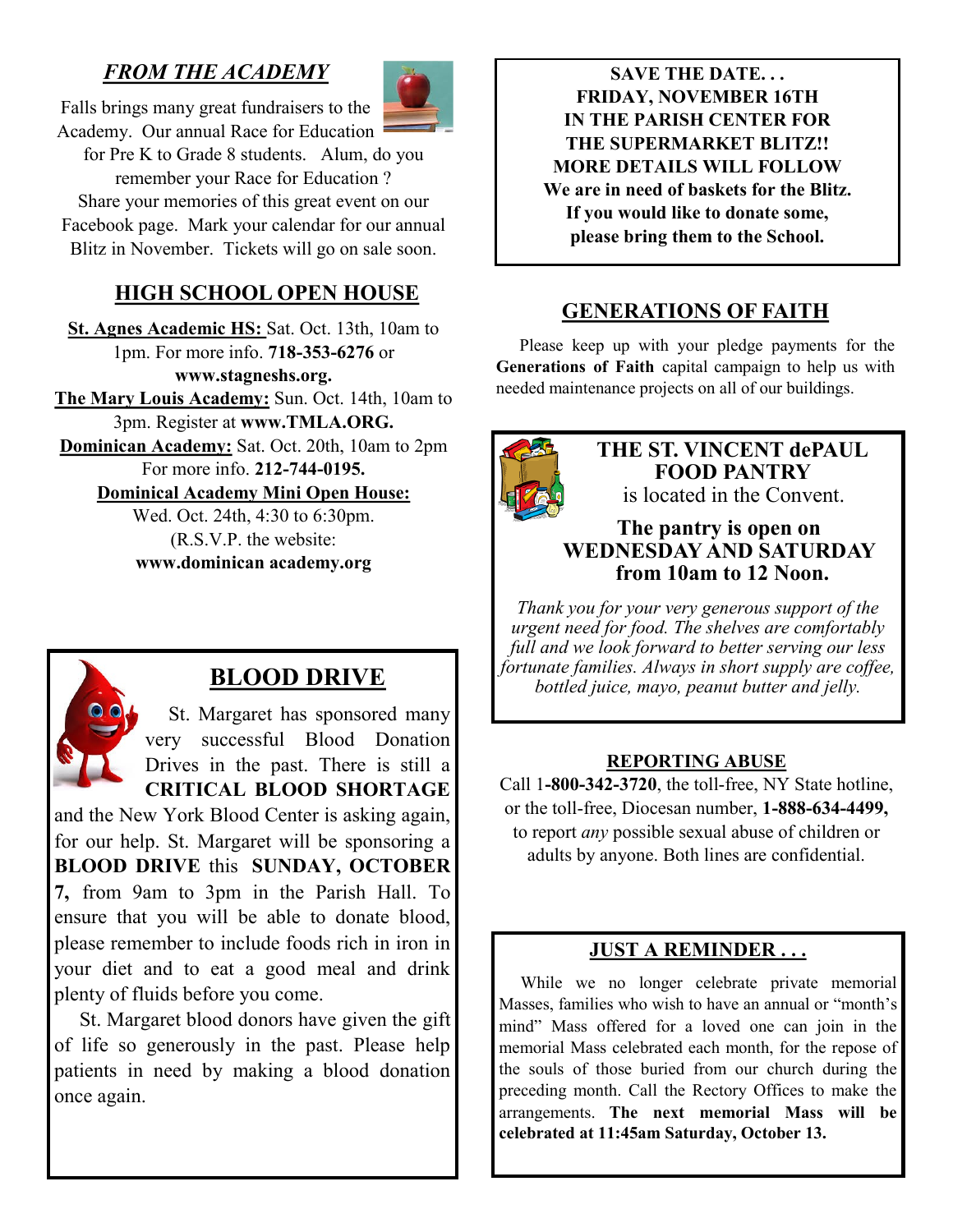## *FROM THE ACADEMY*

Falls brings many great fundraisers to the Academy. Our annual Race for Education for Pre K to Grade 8 students. Alum, do you remember your Race for Education ? Share your memories of this great event on our Facebook page. Mark your calendar for our annual Blitz in November. Tickets will go on sale soon.

## HIGH SCHOOL OPEN HOUSE

**St. Agnes Academic HS:** Sat. Oct. 13th, 10am to 1pm. For more info. **718-353-6276** or **www.stagneshs.org.**

**The Mary Louis Academy:** Sun. Oct. 14th, 10am to 3pm. Register at **www.TMLA.ORG.**

**Dominican Academy:** Sat. Oct. 20th, 10am to 2pm For more info. **212-744-0195.**

**Dominical Academy Mini Open House:** Wed. Oct. 24th, 4:30 to 6:30pm. (R.S.V.P. the website: **www.dominican academy.org**

## BLOOD DRIVE

St. Margaret has sponsored many very successful Blood Donation Drives in the past. There is still a **CRITICAL BLOOD SHORTAGE** and the New York Blood Center is asking again, for our help. St. Margaret will be sponsoring a **BLOOD DRIVE** this **SUNDAY, OCTOBER 7,** from 9am to 3pm in the Parish Hall. To ensure that you will be able to donate blood, please remember to include foods rich in iron in your diet and to eat a good meal and drink plenty of fluids before you come.

St. Margaret blood donors have given the gift of life so generously in the past. Please help patients in need by making a blood donation once again.

**SAVE THE DATE. . .**
**FRIDAY, NOVEMBER 16TH**
**IN THE PARISH CENTER FOR**
**THE SUPERMARKET BLITZ!!**
**MORE DETAILS WILL FOLLOW**
**We are in need of baskets for the Blitz.**
**If you would like to donate some, please bring them to the School.**

## GENERATIONS OF FAITH

Please keep up with your pledge payments for the **Generations of Faith** capital campaign to help us with needed maintenance projects on all of our buildings.

## THE ST. VINCENT dePAUL FOOD PANTRY

is located in the Convent.

**The pantry is open on**
**WEDNESDAY AND SATURDAY**
**from 10am to 12 Noon.**

*Thank you for your very generous support of the urgent need for food. The shelves are comfortably full and we look forward to better serving our less fortunate families. Always in short supply are coffee, bottled juice, mayo, peanut butter and jelly.*

## REPORTING ABUSE

Call 1**-800-342-3720**, the toll-free, NY State hotline, or the toll-free, Diocesan number, **1-888-634-4499,** to report *any* possible sexual abuse of children or adults by anyone. Both lines are confidential.

## JUST A REMINDER . . .

While we no longer celebrate private memorial Masses, families who wish to have an annual or "month's mind" Mass offered for a loved one can join in the memorial Mass celebrated each month, for the repose of the souls of those buried from our church during the preceding month. Call the Rectory Offices to make the arrangements. **The next memorial Mass will be celebrated at 11:45am Saturday, October 13.**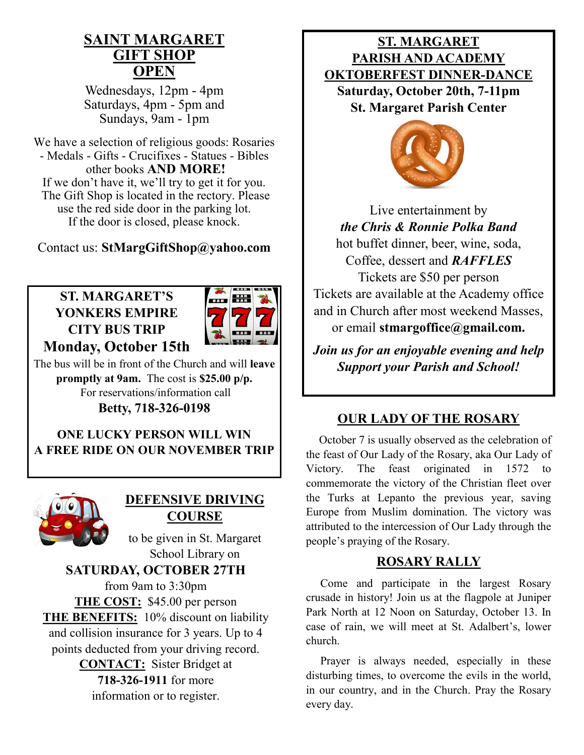## SAINT MARGARET GIFT SHOP OPEN

Wednesdays, 12pm - 4pm
Saturdays, 4pm - 5pm and
Sundays, 9am - 1pm

We have a selection of religious goods: Rosaries - Medals - Gifts - Crucifixes - Statues - Bibles other books **AND MORE!**
If we don't have it, we'll try to get it for you.
The Gift Shop is located in the rectory. Please use the red side door in the parking lot.
If the door is closed, please knock.

Contact us: **StMargGiftShop@yahoo.com**

## ST. MARGARET'S YONKERS EMPIRE CITY BUS TRIP

**Monday, October 15th**

The bus will be in front of the Church and will **leave promptly at 9am.** The cost is **$25.00 p/p.**
For reservations/information call
**Betty, 718-326-0198**

**ONE LUCKY PERSON WILL WIN A FREE RIDE ON OUR NOVEMBER TRIP**

## DEFENSIVE DRIVING COURSE

to be given in St. Margaret School Library on
**SATURDAY, OCTOBER 27TH**
from 9am to 3:30pm

**THE COST:** $45.00 per person
**THE BENEFITS:** 10% discount on liability and collision insurance for 3 years. Up to 4 points deducted from your driving record.
**CONTACT:** Sister Bridget at **718-326-1911** for more information or to register.

## ST. MARGARET PARISH AND ACADEMY OKTOBERFEST DINNER-DANCE

**Saturday, October 20th, 7-11pm**
**St. Margaret Parish Center**

Live entertainment by
***the Chris & Ronnie Polka Band***
hot buffet dinner, beer, wine, soda,
Coffee, dessert and ***RAFFLES***
Tickets are $50 per person
Tickets are available at the Academy office and in Church after most weekend Masses, or email **stmargoffice@gmail.com.**

***Join us for an enjoyable evening and help Support your Parish and School!***

## OUR LADY OF THE ROSARY

October 7 is usually observed as the celebration of the feast of Our Lady of the Rosary, aka Our Lady of Victory. The feast originated in 1572 to commemorate the victory of the Christian fleet over the Turks at Lepanto the previous year, saving Europe from Muslim domination. The victory was attributed to the intercession of Our Lady through the people's praying of the Rosary.

## ROSARY RALLY

Come and participate in the largest Rosary crusade in history! Join us at the flagpole at Juniper Park North at 12 Noon on Saturday, October 13. In case of rain, we will meet at St. Adalbert's, lower church.

Prayer is always needed, especially in these disturbing times, to overcome the evils in the world, in our country, and in the Church. Pray the Rosary every day.